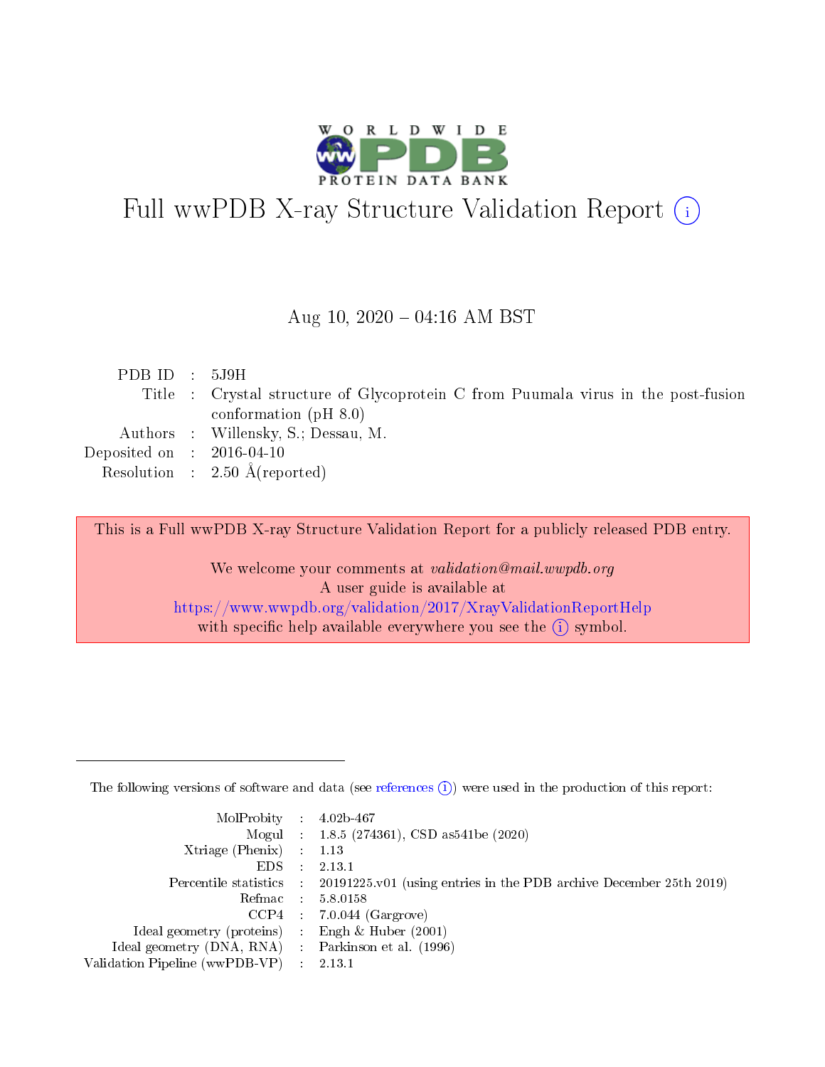# Full wwPDB X-ray Structure Validation Report (i)

Aug 10, 2020 – 04:16 AM BST

| | | |
|---|---|---|
| PDB ID | : | 5J9H |
| Title | : | Crystal structure of Glycoprotein C from Puumala virus in the post-fusion conformation (pH 8.0) |
| Authors | : | Willensky, S.; Dessau, M. |
| Deposited on | : | 2016-04-10 |
| Resolution | : | 2.50 Å(reported) |

This is a Full wwPDB X-ray Structure Validation Report for a publicly released PDB entry.

We welcome your comments at *validation@mail.wwpdb.org*
A user guide is available at
https://www.wwpdb.org/validation/2017/XrayValidationReportHelp
with specific help available everywhere you see the (i) symbol.

---

The following versions of software and data (see references (i)) were used in the production of this report:

| | | |
|---|---|---|
| MolProbity | : | 4.02b-467 |
| Mogul | : | 1.8.5 (274361), CSD as541be (2020) |
| Xtriage (Phenix) | : | 1.13 |
| EDS | : | 2.13.1 |
| Percentile statistics | : | 20191225.v01 (using entries in the PDB archive December 25th 2019) |
| Refmac | : | 5.8.0158 |
| CCP4 | : | 7.0.044 (Gargrove) |
| Ideal geometry (proteins) | : | Engh & Huber (2001) |
| Ideal geometry (DNA, RNA) | : | Parkinson et al. (1996) |
| Validation Pipeline (wwPDB-VP) | : | 2.13.1 |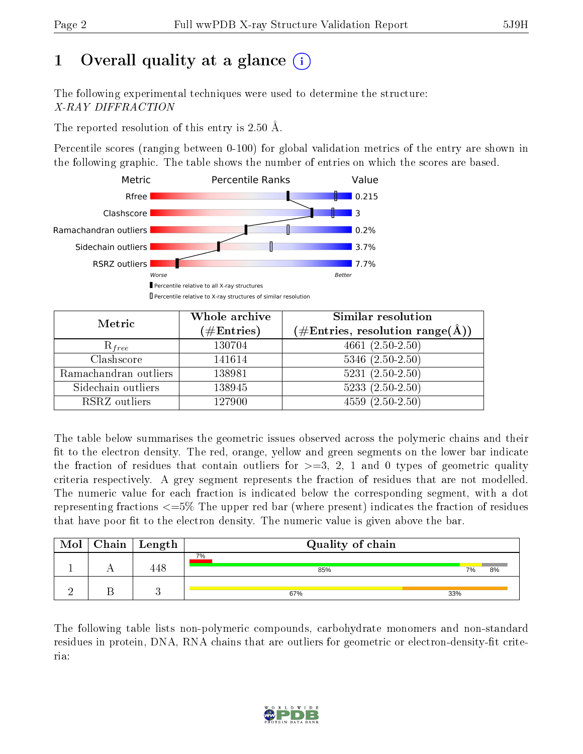# 1 Overall quality at a glance

The following experimental techniques were used to determine the structure:
*X-RAY DIFFRACTION*

The reported resolution of this entry is 2.50 Å.

Percentile scores (ranging between 0-100) for global validation metrics of the entry are shown in the following graphic. The table shows the number of entries on which the scores are based.

| Metric | Value |
|---|---|
| Rfree | 0.215 |
| Clashscore | 3 |
| Ramachandran outliers | 0.2% |
| Sidechain outliers | 3.7% |
| RSRZ outliers | 7.7% |

| Metric | Whole archive (#Entries) | Similar resolution (#Entries, resolution range(Å)) |
|---|---|---|
| $R_{free}$ | 130704 | 4661 (2.50-2.50) |
| Clashscore | 141614 | 5346 (2.50-2.50) |
| Ramachandran outliers | 138981 | 5231 (2.50-2.50) |
| Sidechain outliers | 138945 | 5233 (2.50-2.50) |
| RSRZ outliers | 127900 | 4559 (2.50-2.50) |

The table below summarises the geometric issues observed across the polymeric chains and their fit to the electron density. The red, orange, yellow and green segments on the lower bar indicate the fraction of residues that contain outliers for >=3, 2, 1 and 0 types of geometric quality criteria respectively. A grey segment represents the fraction of residues that are not modelled. The numeric value for each fraction is indicated below the corresponding segment, with a dot representing fractions <=5% The upper red bar (where present) indicates the fraction of residues that have poor fit to the electron density. The numeric value is given above the bar.

| Mol | Chain | Length | Quality of chain |
|---|---|---|---|
| 1 | A | 448 | 7% (poor fit); 85%, 7%, 8% |
| 2 | B | 3 | 67%, 33% |

The following table lists non-polymeric compounds, carbohydrate monomers and non-standard residues in protein, DNA, RNA chains that are outliers for geometric or electron-density-fit criteria: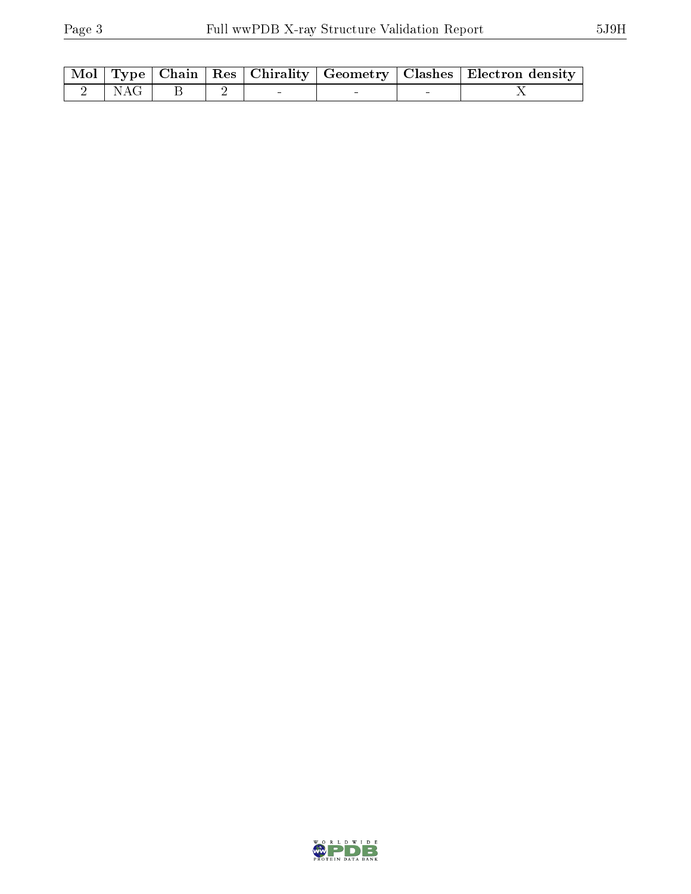| Mol | Type | Chain | Res | Chirality | Geometry | Clashes | Electron density |
|---|---|---|---|---|---|---|---|
| 2 | NAG | B | 2 | - | - | - | X |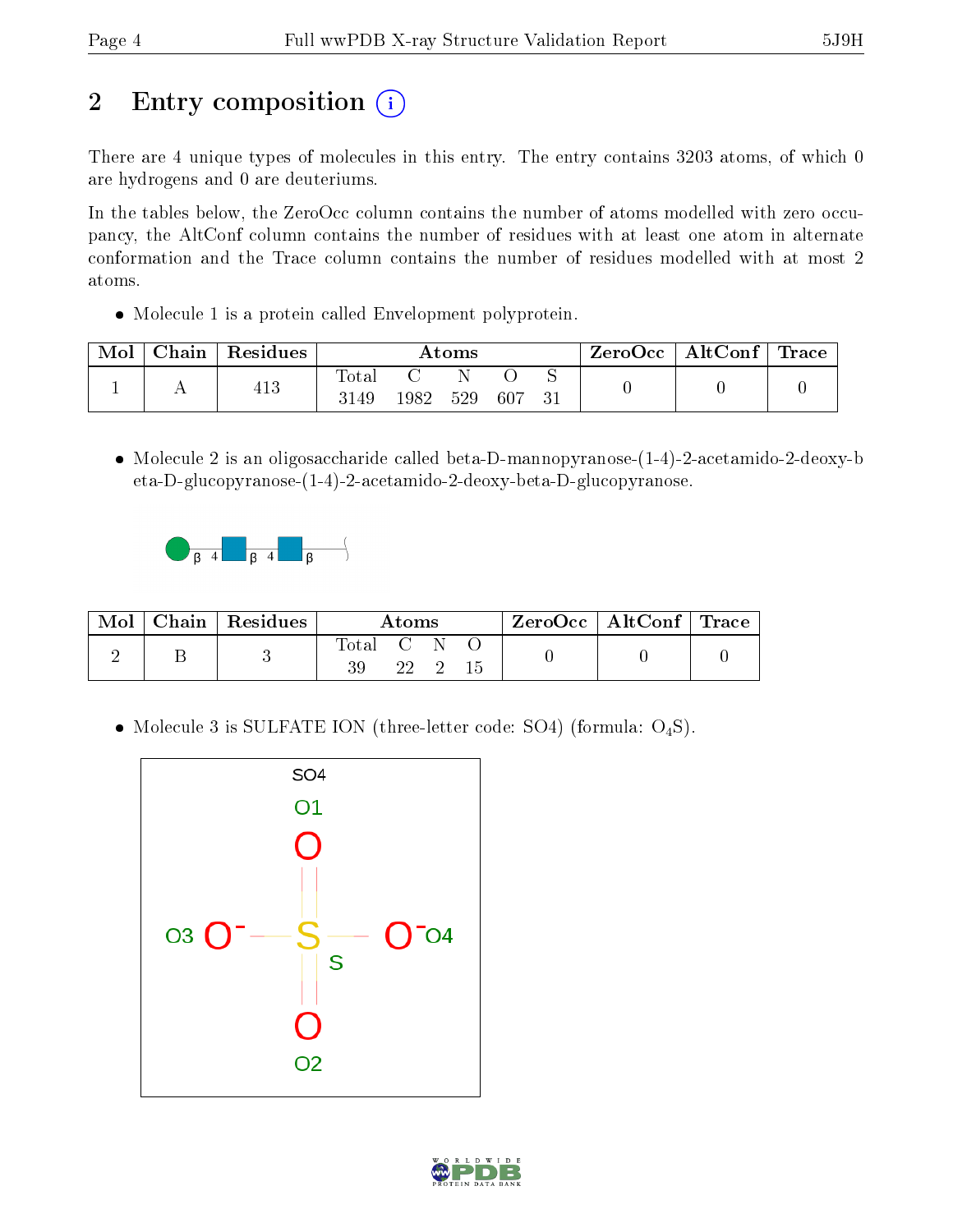# 2 Entry composition

There are 4 unique types of molecules in this entry. The entry contains 3203 atoms, of which 0 are hydrogens and 0 are deuteriums.

In the tables below, the ZeroOcc column contains the number of atoms modelled with zero occupancy, the AltConf column contains the number of residues with at least one atom in alternate conformation and the Trace column contains the number of residues modelled with at most 2 atoms.

- Molecule 1 is a protein called Envelopment polyprotein.

| Mol | Chain | Residues | Atoms | | | | | ZeroOcc | AltConf | Trace |
|---|---|---|---|---|---|---|---|---|---|---|
| 1 | A | 413 | Total | C | N | O | S | 0 | 0 | 0 |
| | | | 3149 | 1982 | 529 | 607 | 31 | | | |

- Molecule 2 is an oligosaccharide called beta-D-mannopyranose-(1-4)-2-acetamido-2-deoxy-beta-D-glucopyranose-(1-4)-2-acetamido-2-deoxy-beta-D-glucopyranose.

| Mol | Chain | Residues | Atoms | | | | ZeroOcc | AltConf | Trace |
|---|---|---|---|---|---|---|---|---|---|
| 2 | B | 3 | Total | C | N | O | 0 | 0 | 0 |
| | | | 39 | 22 | 2 | 15 | | | |

- Molecule 3 is SULFATE ION (three-letter code: SO4) (formula: $O_4S$).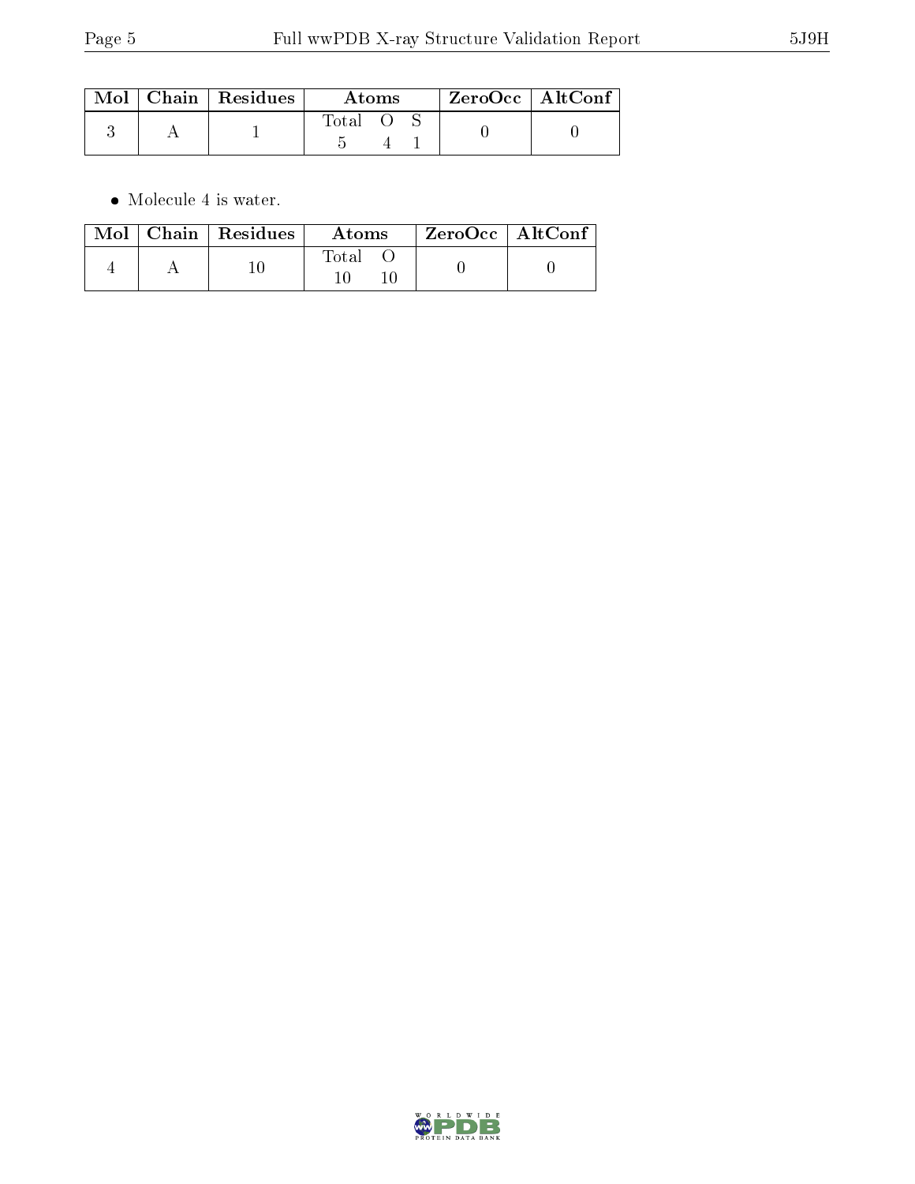| Mol | Chain | Residues | Atoms | | | ZeroOcc | AltConf |
|---|---|---|---|---|---|---|---|
| | | | Total | O | S | | |
| 3 | A | 1 | 5 | 4 | 1 | 0 | 0 |

- Molecule 4 is water.

| Mol | Chain | Residues | Atoms | | ZeroOcc | AltConf |
|---|---|---|---|---|---|---|
| | | | Total | O | | |
| 4 | A | 10 | 10 | 10 | 0 | 0 |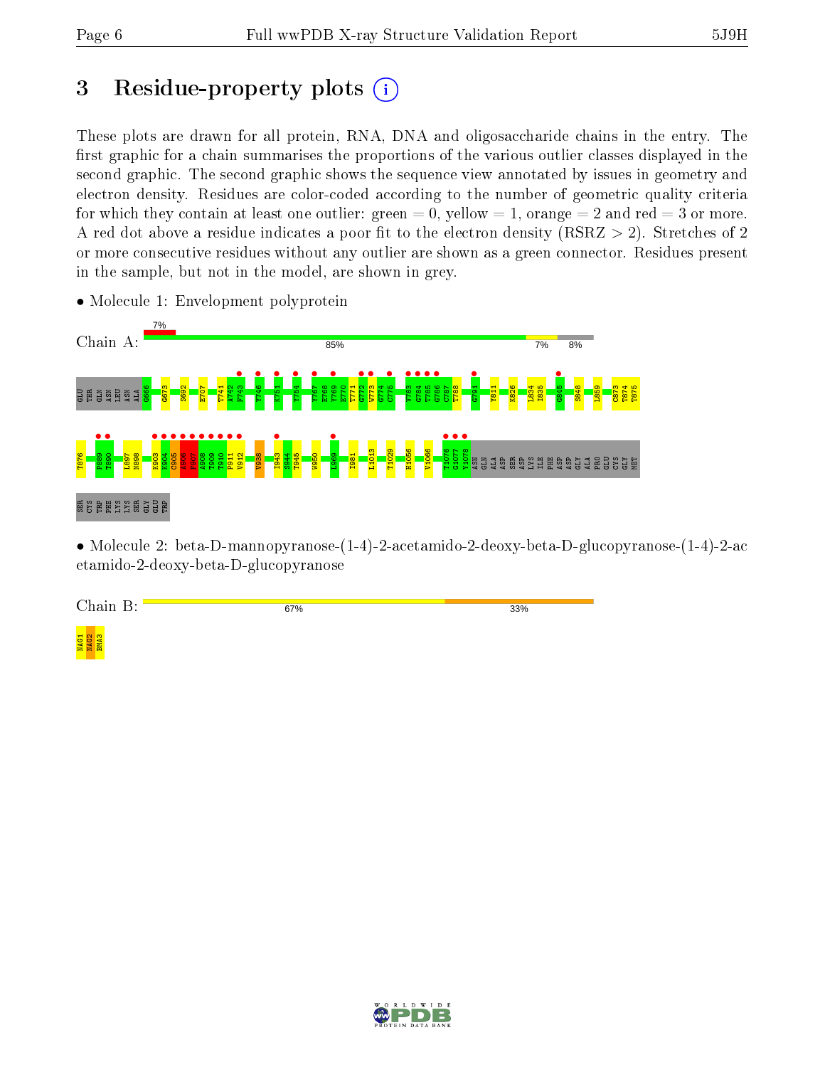# 3 Residue-property plots

These plots are drawn for all protein, RNA, DNA and oligosaccharide chains in the entry. The first graphic for a chain summarises the proportions of the various outlier classes displayed in the second graphic. The second graphic shows the sequence view annotated by issues in geometry and electron density. Residues are color-coded according to the number of geometric quality criteria for which they contain at least one outlier: green = 0, yellow = 1, orange = 2 and red = 3 or more. A red dot above a residue indicates a poor fit to the electron density (RSRZ > 2). Stretches of 2 or more consecutive residues without any outlier are shown as a green connector. Residues present in the sample, but not in the model, are shown in grey.

- Molecule 1: Envelopment polyprotein

Chain A: 7% / 85% / 7% / 8%

GLU THR GLN ASN LEU ASN ALA G666 G673 S692 E707 T741 A742 F743 Y746 K751 Y754 V767 E768 Y769 E770 T771 G772 W773 G774 C775 V783 G784 T785 G786 C787 T788 G791 Y811 K826 L834 I835 G845 S848 L859 C873 T874 T875 T876 F889 T890 L897 N898 K903 K904 C905 A906 F907 A908 T909 T910 P911 V912 V938 I943 S944 T945 W950 L969 I981 L1013 T1029 H1056 V1066 T1076 G1077 Y1078 ASN GLN ALA ASP SER ASP LYS ILE PHE ASP ASP GLY ALA PRO GLU CYS GLY MET SER CYS TRP PHE LYS LYS SER GLY GLU TRP

- Molecule 2: beta-D-mannopyranose-(1-4)-2-acetamido-2-deoxy-beta-D-glucopyranose-(1-4)-2-acetamido-2-deoxy-beta-D-glucopyranose

Chain B: 67% / 33%

NAG1 NAG2 BMA3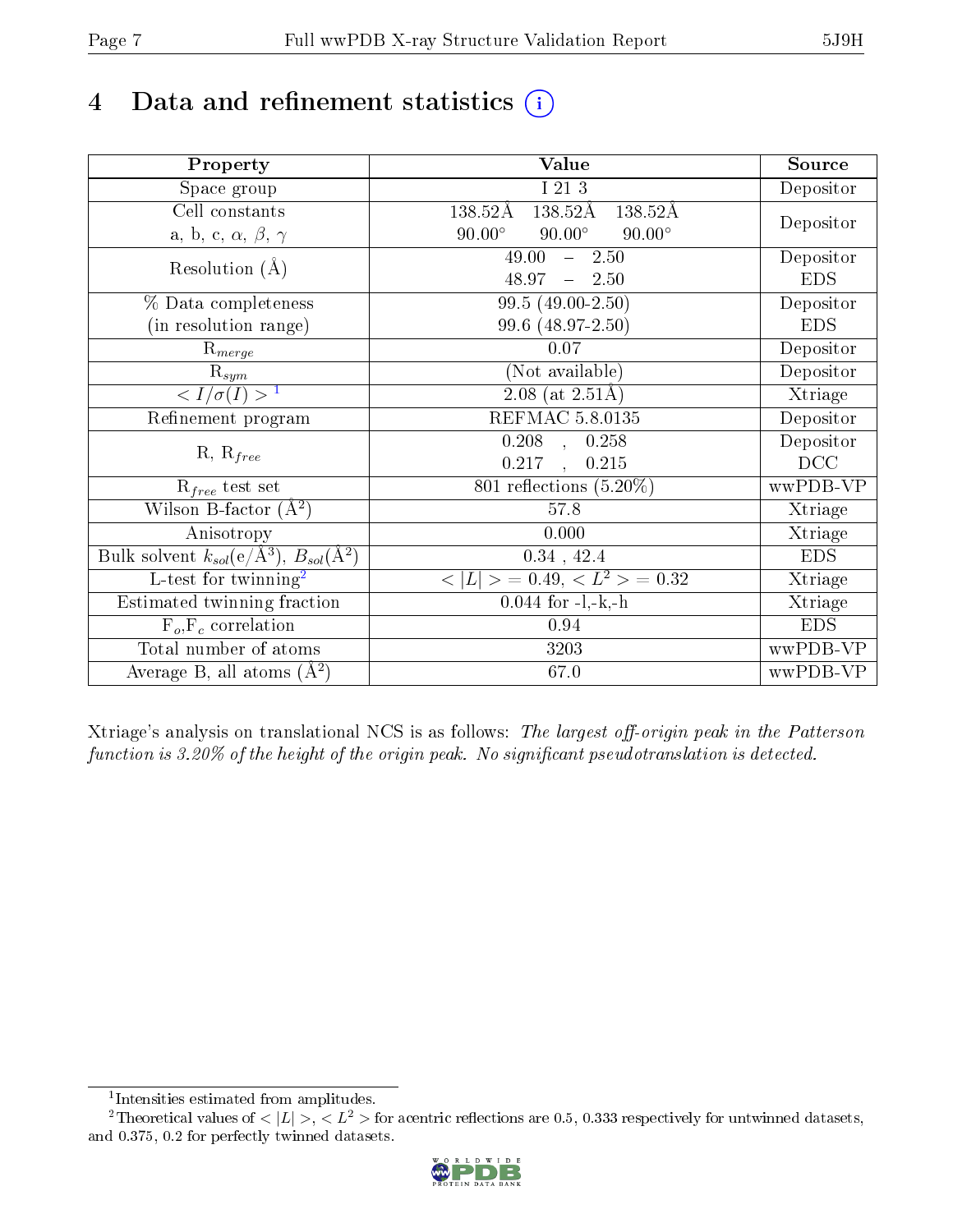# 4 Data and refinement statistics

| Property | Value | Source |
|---|---|---|
| Space group | I 21 3 | Depositor |
| Cell constants<br>a, b, c, $\alpha$, $\beta$, $\gamma$ | 138.52Å 138.52Å 138.52Å<br>90.00° 90.00° 90.00° | Depositor |
| Resolution (Å) | 49.00 – 2.50 | Depositor |
| | 48.97 – 2.50 | EDS |
| % Data completeness<br>(in resolution range) | 99.5 (49.00-2.50) | Depositor |
| | 99.6 (48.97-2.50) | EDS |
| $R_{merge}$ | 0.07 | Depositor |
| $R_{sym}$ | (Not available) | Depositor |
| $< I/\sigma(I) >$ [1] | 2.08 (at 2.51Å) | Xtriage |
| Refinement program | REFMAC 5.8.0135 | Depositor |
| R, $R_{free}$ | 0.208 , 0.258 | Depositor |
| | 0.217 , 0.215 | DCC |
| $R_{free}$ test set | 801 reflections (5.20%) | wwPDB-VP |
| Wilson B-factor (Å$^2$) | 57.8 | Xtriage |
| Anisotropy | 0.000 | Xtriage |
| Bulk solvent $k_{sol}$(e/Å$^3$), $B_{sol}$(Å$^2$) | 0.34 , 42.4 | EDS |
| L-test for twinning[2] | $< \|L\| > = 0.49$, $< L^2 > = 0.32$ | Xtriage |
| Estimated twinning fraction | 0.044 for -l,-k,-h | Xtriage |
| $F_o$,$F_c$ correlation | 0.94 | EDS |
| Total number of atoms | 3203 | wwPDB-VP |
| Average B, all atoms (Å$^2$) | 67.0 | wwPDB-VP |

Xtriage's analysis on translational NCS is as follows: *The largest off-origin peak in the Patterson function is 3.20% of the height of the origin peak. No significant pseudotranslation is detected.*

[1] Intensities estimated from amplitudes.

[2] Theoretical values of $< |L| >$, $< L^2 >$ for acentric reflections are 0.5, 0.333 respectively for untwinned datasets, and 0.375, 0.2 for perfectly twinned datasets.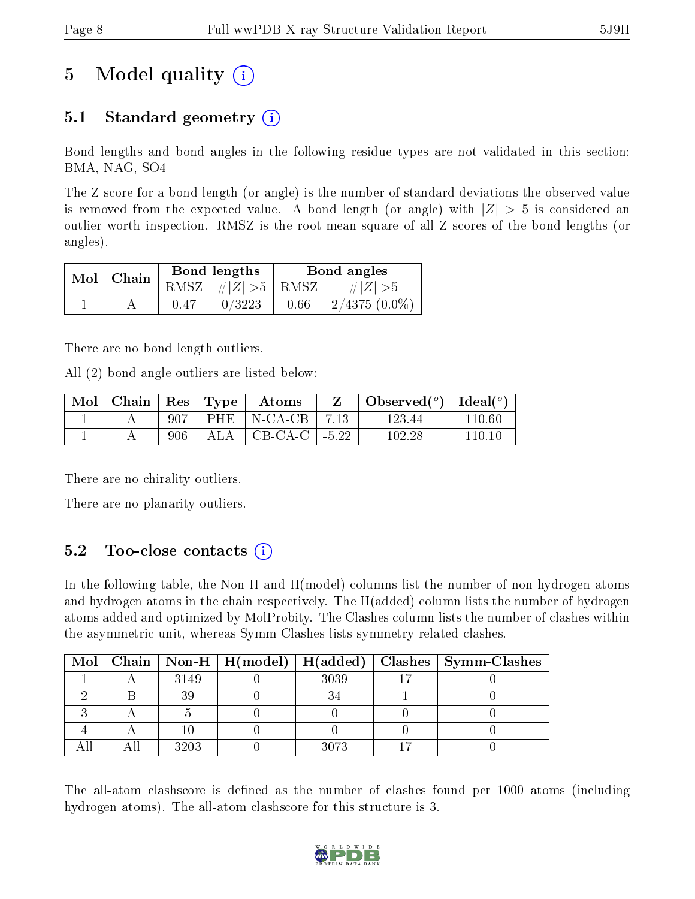# 5 Model quality

## 5.1 Standard geometry

Bond lengths and bond angles in the following residue types are not validated in this section: BMA, NAG, SO4

The Z score for a bond length (or angle) is the number of standard deviations the observed value is removed from the expected value. A bond length (or angle) with $|Z| > 5$ is considered an outlier worth inspection. RMSZ is the root-mean-square of all Z scores of the bond lengths (or angles).

| Mol | Chain | Bond lengths | | Bond angles | |
|---|---|---|---|---|---|
| | | RMSZ | $\#\|Z\| > 5$ | RMSZ | $\#\|Z\| > 5$ |
| 1 | A | 0.47 | 0/3223 | 0.66 | 2/4375 (0.0%) |

There are no bond length outliers.

All (2) bond angle outliers are listed below:

| Mol | Chain | Res | Type | Atoms | Z | Observed($^o$) | Ideal($^o$) |
|---|---|---|---|---|---|---|---|
| 1 | A | 907 | PHE | N-CA-CB | 7.13 | 123.44 | 110.60 |
| 1 | A | 906 | ALA | CB-CA-C | -5.22 | 102.28 | 110.10 |

There are no chirality outliers.

There are no planarity outliers.

## 5.2 Too-close contacts

In the following table, the Non-H and H(model) columns list the number of non-hydrogen atoms and hydrogen atoms in the chain respectively. The H(added) column lists the number of hydrogen atoms added and optimized by MolProbity. The Clashes column lists the number of clashes within the asymmetric unit, whereas Symm-Clashes lists symmetry related clashes.

| Mol | Chain | Non-H | H(model) | H(added) | Clashes | Symm-Clashes |
|---|---|---|---|---|---|---|
| 1 | A | 3149 | 0 | 3039 | 17 | 0 |
| 2 | B | 39 | 0 | 34 | 1 | 0 |
| 3 | A | 5 | 0 | 0 | 0 | 0 |
| 4 | A | 10 | 0 | 0 | 0 | 0 |
| All | All | 3203 | 0 | 3073 | 17 | 0 |

The all-atom clashscore is defined as the number of clashes found per 1000 atoms (including hydrogen atoms). The all-atom clashscore for this structure is 3.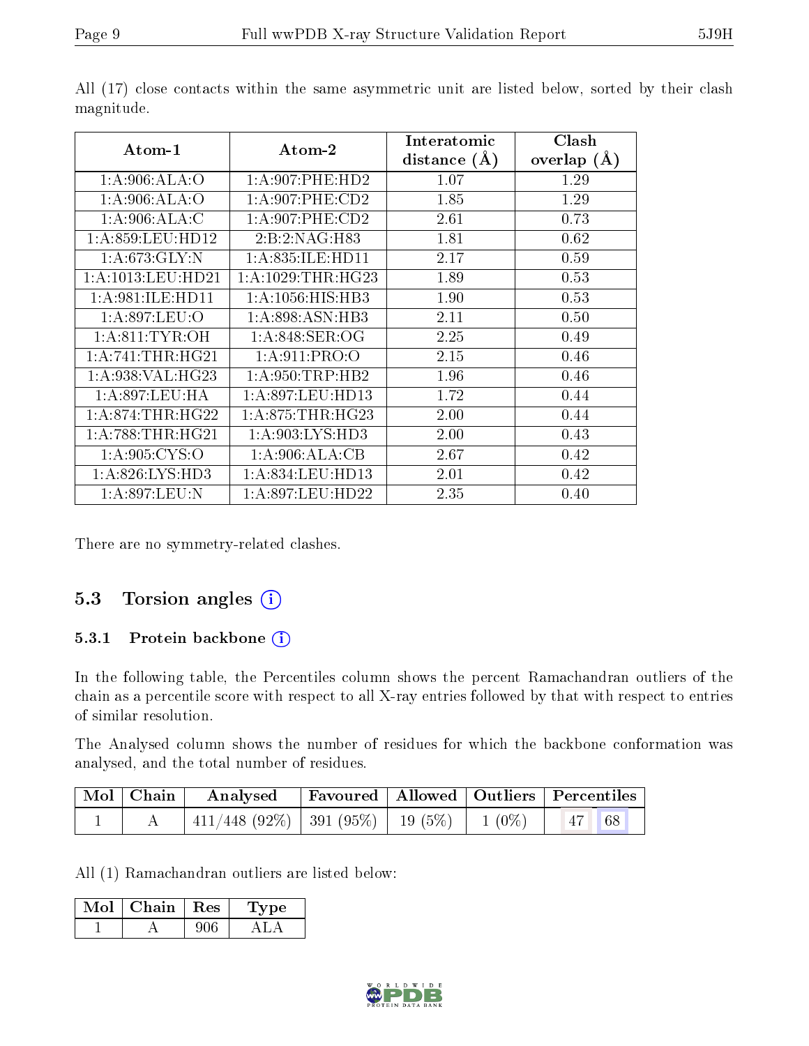All (17) close contacts within the same asymmetric unit are listed below, sorted by their clash magnitude.

| Atom-1 | Atom-2 | Interatomic distance (Å) | Clash overlap (Å) |
|---|---|---|---|
| 1:A:906:ALA:O | 1:A:907:PHE:HD2 | 1.07 | 1.29 |
| 1:A:906:ALA:O | 1:A:907:PHE:CD2 | 1.85 | 1.29 |
| 1:A:906:ALA:C | 1:A:907:PHE:CD2 | 2.61 | 0.73 |
| 1:A:859:LEU:HD12 | 2:B:2:NAG:H83 | 1.81 | 0.62 |
| 1:A:673:GLY:N | 1:A:835:ILE:HD11 | 2.17 | 0.59 |
| 1:A:1013:LEU:HD21 | 1:A:1029:THR:HG23 | 1.89 | 0.53 |
| 1:A:981:ILE:HD11 | 1:A:1056:HIS:HB3 | 1.90 | 0.53 |
| 1:A:897:LEU:O | 1:A:898:ASN:HB3 | 2.11 | 0.50 |
| 1:A:811:TYR:OH | 1:A:848:SER:OG | 2.25 | 0.49 |
| 1:A:741:THR:HG21 | 1:A:911:PRO:O | 2.15 | 0.46 |
| 1:A:938:VAL:HG23 | 1:A:950:TRP:HB2 | 1.96 | 0.46 |
| 1:A:897:LEU:HA | 1:A:897:LEU:HD13 | 1.72 | 0.44 |
| 1:A:874:THR:HG22 | 1:A:875:THR:HG23 | 2.00 | 0.44 |
| 1:A:788:THR:HG21 | 1:A:903:LYS:HD3 | 2.00 | 0.43 |
| 1:A:905:CYS:O | 1:A:906:ALA:CB | 2.67 | 0.42 |
| 1:A:826:LYS:HD3 | 1:A:834:LEU:HD13 | 2.01 | 0.42 |
| 1:A:897:LEU:N | 1:A:897:LEU:HD22 | 2.35 | 0.40 |

There are no symmetry-related clashes.

## 5.3 Torsion angles

### 5.3.1 Protein backbone

In the following table, the Percentiles column shows the percent Ramachandran outliers of the chain as a percentile score with respect to all X-ray entries followed by that with respect to entries of similar resolution.

The Analysed column shows the number of residues for which the backbone conformation was analysed, and the total number of residues.

| Mol | Chain | Analysed | Favoured | Allowed | Outliers | Percentiles | |
|---|---|---|---|---|---|---|---|
| 1 | A | 411/448 (92%) | 391 (95%) | 19 (5%) | 1 (0%) | 47 | 68 |

All (1) Ramachandran outliers are listed below:

| Mol | Chain | Res | Type |
|---|---|---|---|
| 1 | A | 906 | ALA |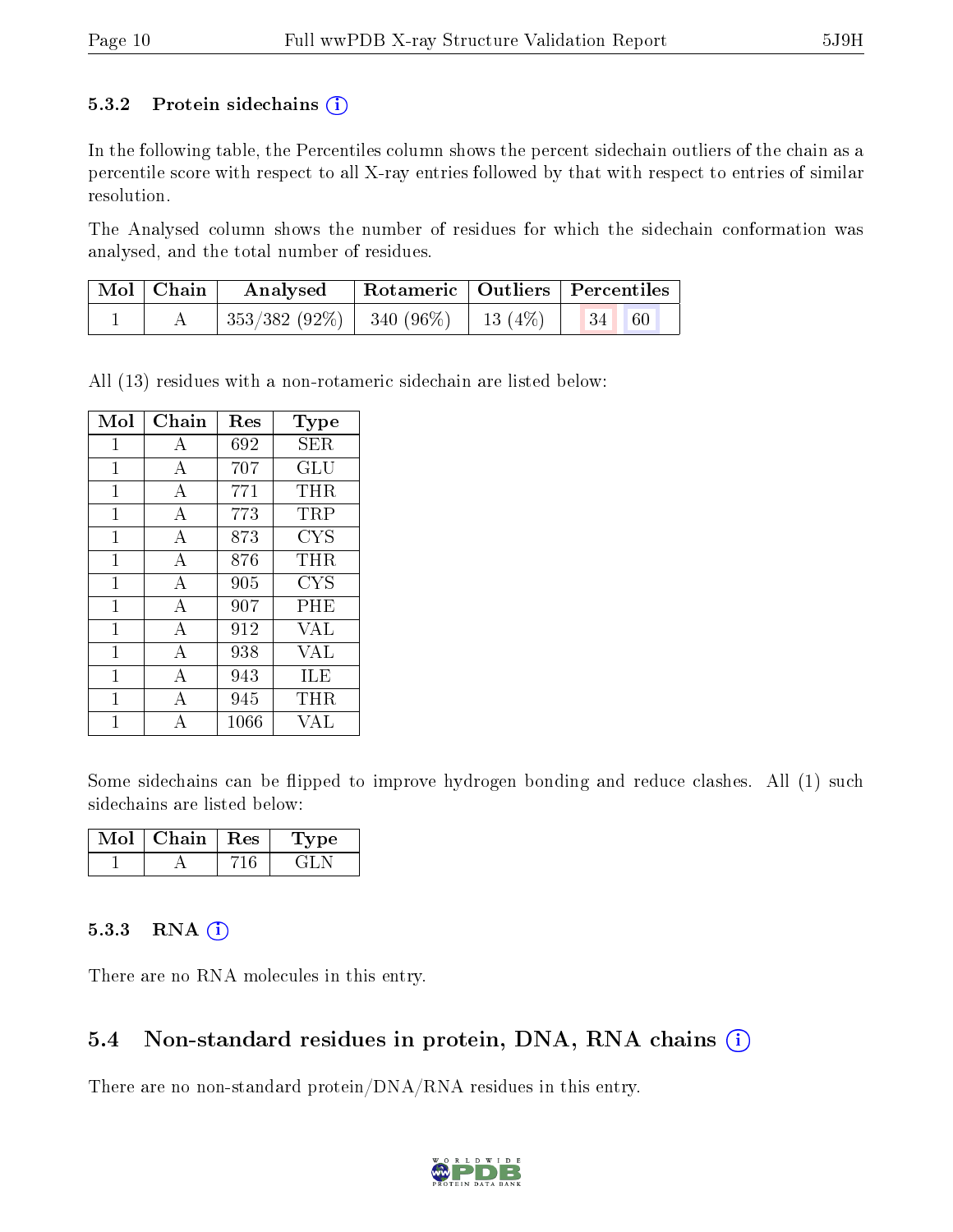### 5.3.2 Protein sidechains (i)

In the following table, the Percentiles column shows the percent sidechain outliers of the chain as a percentile score with respect to all X-ray entries followed by that with respect to entries of similar resolution.

The Analysed column shows the number of residues for which the sidechain conformation was analysed, and the total number of residues.

| Mol | Chain | Analysed | Rotameric | Outliers | Percentiles | |
|---|---|---|---|---|---|---|
| 1 | A | 353/382 (92%) | 340 (96%) | 13 (4%) | 34 | 60 |

All (13) residues with a non-rotameric sidechain are listed below:

| Mol | Chain | Res | Type |
|---|---|---|---|
| 1 | A | 692 | SER |
| 1 | A | 707 | GLU |
| 1 | A | 771 | THR |
| 1 | A | 773 | TRP |
| 1 | A | 873 | CYS |
| 1 | A | 876 | THR |
| 1 | A | 905 | CYS |
| 1 | A | 907 | PHE |
| 1 | A | 912 | VAL |
| 1 | A | 938 | VAL |
| 1 | A | 943 | ILE |
| 1 | A | 945 | THR |
| 1 | A | 1066 | VAL |

Some sidechains can be flipped to improve hydrogen bonding and reduce clashes. All (1) such sidechains are listed below:

| Mol | Chain | Res | Type |
|---|---|---|---|
| 1 | A | 716 | GLN |

### 5.3.3 RNA (i)

There are no RNA molecules in this entry.

## 5.4 Non-standard residues in protein, DNA, RNA chains (i)

There are no non-standard protein/DNA/RNA residues in this entry.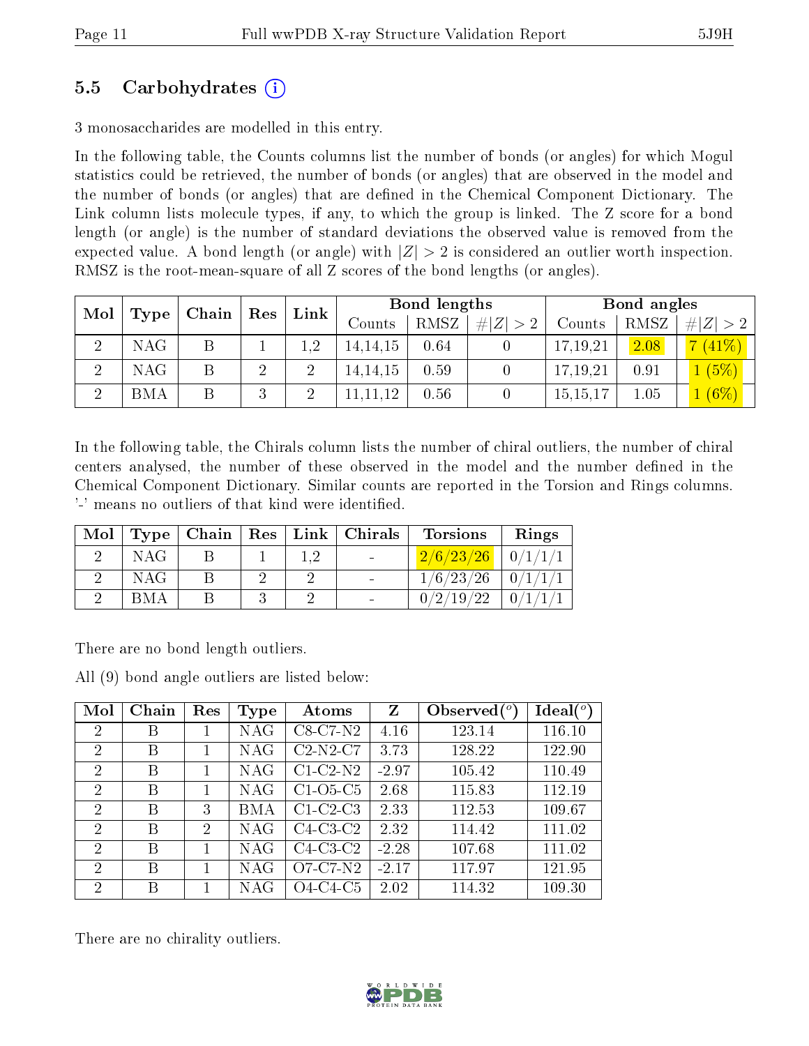## 5.5 Carbohydrates (i)

3 monosaccharides are modelled in this entry.

In the following table, the Counts columns list the number of bonds (or angles) for which Mogul statistics could be retrieved, the number of bonds (or angles) that are observed in the model and the number of bonds (or angles) that are defined in the Chemical Component Dictionary. The Link column lists molecule types, if any, to which the group is linked. The Z score for a bond length (or angle) is the number of standard deviations the observed value is removed from the expected value. A bond length (or angle) with $|Z| > 2$ is considered an outlier worth inspection. RMSZ is the root-mean-square of all Z scores of the bond lengths (or angles).

| Mol | Type | Chain | Res | Link | Bond lengths | | | Bond angles | | |
|---|---|---|---|---|---|---|---|---|---|---|
| | | | | | Counts | RMSZ | #\|Z\| > 2 | Counts | RMSZ | #\|Z\| > 2 |
| 2 | NAG | B | 1 | 1,2 | 14,14,15 | 0.64 | 0 | 17,19,21 | 2.08 | 7 (41%) |
| 2 | NAG | B | 2 | 2 | 14,14,15 | 0.59 | 0 | 17,19,21 | 0.91 | 1 (5%) |
| 2 | BMA | B | 3 | 2 | 11,11,12 | 0.56 | 0 | 15,15,17 | 1.05 | 1 (6%) |

In the following table, the Chirals column lists the number of chiral outliers, the number of chiral centers analysed, the number of these observed in the model and the number defined in the Chemical Component Dictionary. Similar counts are reported in the Torsion and Rings columns. '-' means no outliers of that kind were identified.

| Mol | Type | Chain | Res | Link | Chirals | Torsions | Rings |
|---|---|---|---|---|---|---|---|
| 2 | NAG | B | 1 | 1,2 | - | 2/6/23/26 | 0/1/1/1 |
| 2 | NAG | B | 2 | 2 | - | 1/6/23/26 | 0/1/1/1 |
| 2 | BMA | B | 3 | 2 | - | 0/2/19/22 | 0/1/1/1 |

There are no bond length outliers.

All (9) bond angle outliers are listed below:

| Mol | Chain | Res | Type | Atoms | Z | Observed(°) | Ideal(°) |
|---|---|---|---|---|---|---|---|
| 2 | B | 1 | NAG | C8-C7-N2 | 4.16 | 123.14 | 116.10 |
| 2 | B | 1 | NAG | C2-N2-C7 | 3.73 | 128.22 | 122.90 |
| 2 | B | 1 | NAG | C1-C2-N2 | -2.97 | 105.42 | 110.49 |
| 2 | B | 1 | NAG | C1-O5-C5 | 2.68 | 115.83 | 112.19 |
| 2 | B | 3 | BMA | C1-C2-C3 | 2.33 | 112.53 | 109.67 |
| 2 | B | 2 | NAG | C4-C3-C2 | 2.32 | 114.42 | 111.02 |
| 2 | B | 1 | NAG | C4-C3-C2 | -2.28 | 107.68 | 111.02 |
| 2 | B | 1 | NAG | O7-C7-N2 | -2.17 | 117.97 | 121.95 |
| 2 | B | 1 | NAG | O4-C4-C5 | 2.02 | 114.32 | 109.30 |

There are no chirality outliers.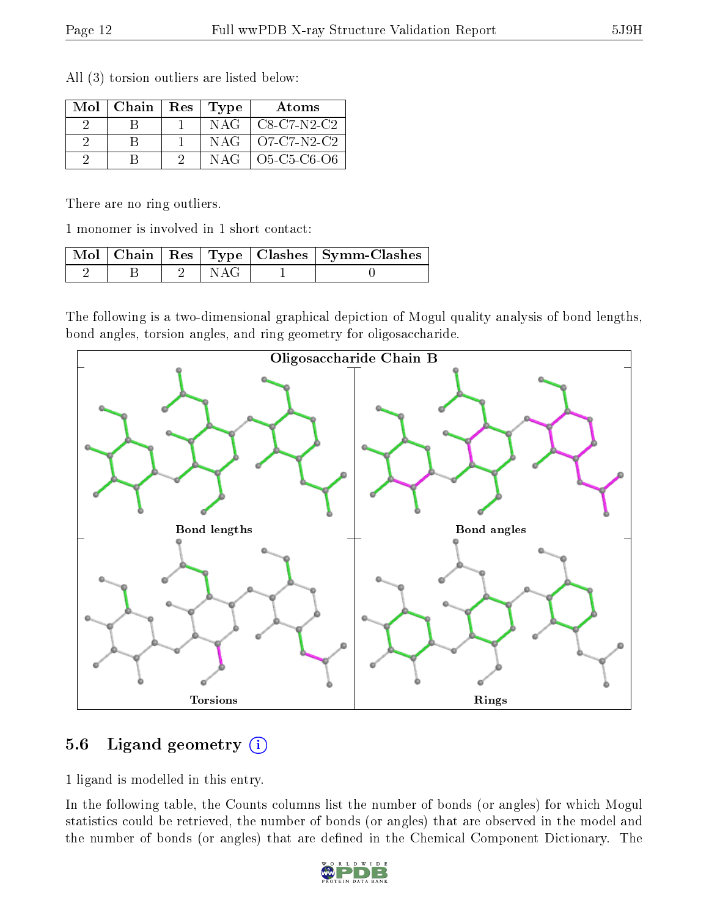All (3) torsion outliers are listed below:

| Mol | Chain | Res | Type | Atoms |
|---|---|---|---|---|
| 2 | B | 1 | NAG | C8-C7-N2-C2 |
| 2 | B | 1 | NAG | O7-C7-N2-C2 |
| 2 | B | 2 | NAG | O5-C5-C6-O6 |

There are no ring outliers.

1 monomer is involved in 1 short contact:

| Mol | Chain | Res | Type | Clashes | Symm-Clashes |
|---|---|---|---|---|---|
| 2 | B | 2 | NAG | 1 | 0 |

The following is a two-dimensional graphical depiction of Mogul quality analysis of bond lengths, bond angles, torsion angles, and ring geometry for oligosaccharide.

Oligosaccharide Chain B

Bond lengths

Bond angles

Torsions

Rings

## 5.6 Ligand geometry

1 ligand is modelled in this entry.

In the following table, the Counts columns list the number of bonds (or angles) for which Mogul statistics could be retrieved, the number of bonds (or angles) that are observed in the model and the number of bonds (or angles) that are defined in the Chemical Component Dictionary. The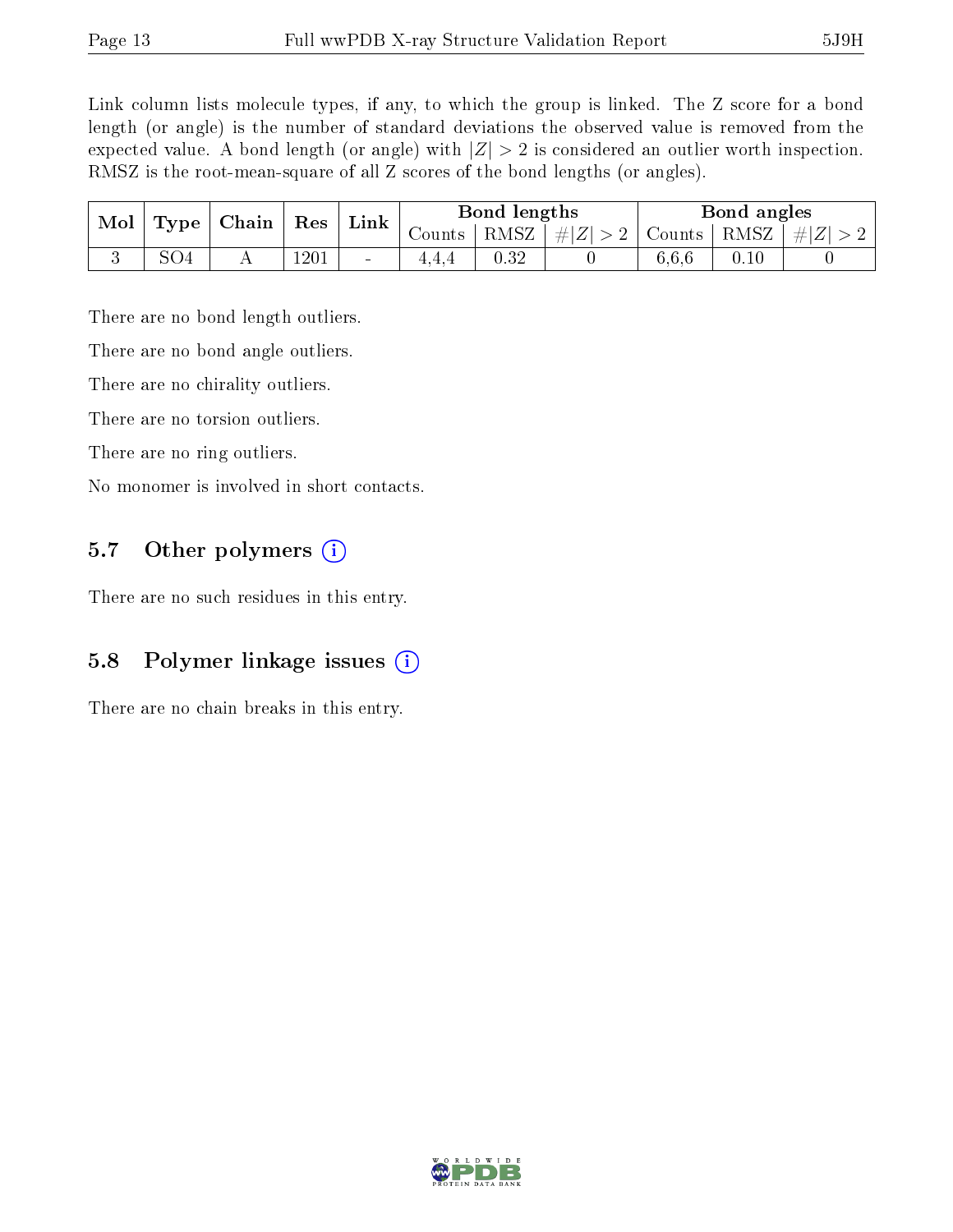Link column lists molecule types, if any, to which the group is linked. The Z score for a bond length (or angle) is the number of standard deviations the observed value is removed from the expected value. A bond length (or angle) with $|Z| > 2$ is considered an outlier worth inspection. RMSZ is the root-mean-square of all Z scores of the bond lengths (or angles).

| Mol | Type | Chain | Res | Link | Bond lengths | | | Bond angles | | |
|---|---|---|---|---|---|---|---|---|---|---|
| | | | | | Counts | RMSZ | $\#\|Z\| > 2$ | Counts | RMSZ | $\#\|Z\| > 2$ |
| 3 | SO4 | A | 1201 | - | 4,4,4 | 0.32 | 0 | 6,6,6 | 0.10 | 0 |

There are no bond length outliers.

There are no bond angle outliers.

There are no chirality outliers.

There are no torsion outliers.

There are no ring outliers.

No monomer is involved in short contacts.

## 5.7 Other polymers

There are no such residues in this entry.

## 5.8 Polymer linkage issues

There are no chain breaks in this entry.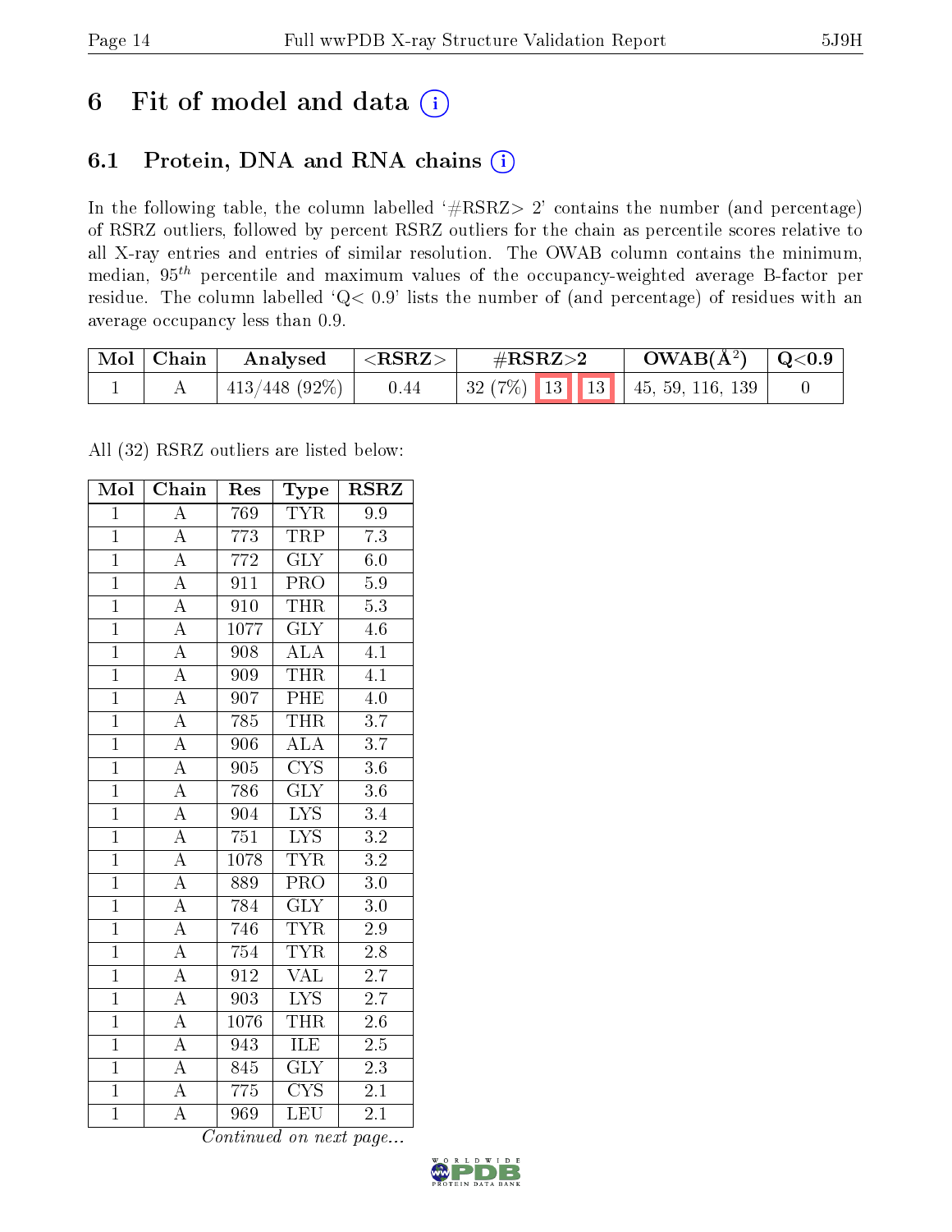# 6 Fit of model and data (i)

## 6.1 Protein, DNA and RNA chains (i)

In the following table, the column labelled '#RSRZ> 2' contains the number (and percentage) of RSRZ outliers, followed by percent RSRZ outliers for the chain as percentile scores relative to all X-ray entries and entries of similar resolution. The OWAB column contains the minimum, median, $95^{th}$ percentile and maximum values of the occupancy-weighted average B-factor per residue. The column labelled 'Q< 0.9' lists the number of (and percentage) of residues with an average occupancy less than 0.9.

| Mol | Chain | Analysed | <RSRZ> | #RSRZ>2 | | | OWAB(Å$^2$) | Q<0.9 |
|---|---|---|---|---|---|---|---|---|
| 1 | A | 413/448 (92%) | 0.44 | 32 (7%) | 13 | 13 | 45, 59, 116, 139 | 0 |

All (32) RSRZ outliers are listed below:

| Mol | Chain | Res | Type | RSRZ |
|---|---|---|---|---|
| 1 | A | 769 | TYR | 9.9 |
| 1 | A | 773 | TRP | 7.3 |
| 1 | A | 772 | GLY | 6.0 |
| 1 | A | 911 | PRO | 5.9 |
| 1 | A | 910 | THR | 5.3 |
| 1 | A | 1077 | GLY | 4.6 |
| 1 | A | 908 | ALA | 4.1 |
| 1 | A | 909 | THR | 4.1 |
| 1 | A | 907 | PHE | 4.0 |
| 1 | A | 785 | THR | 3.7 |
| 1 | A | 906 | ALA | 3.7 |
| 1 | A | 905 | CYS | 3.6 |
| 1 | A | 786 | GLY | 3.6 |
| 1 | A | 904 | LYS | 3.4 |
| 1 | A | 751 | LYS | 3.2 |
| 1 | A | 1078 | TYR | 3.2 |
| 1 | A | 889 | PRO | 3.0 |
| 1 | A | 784 | GLY | 3.0 |
| 1 | A | 746 | TYR | 2.9 |
| 1 | A | 754 | TYR | 2.8 |
| 1 | A | 912 | VAL | 2.7 |
| 1 | A | 903 | LYS | 2.7 |
| 1 | A | 1076 | THR | 2.6 |
| 1 | A | 943 | ILE | 2.5 |
| 1 | A | 845 | GLY | 2.3 |
| 1 | A | 775 | CYS | 2.1 |
| 1 | A | 969 | LEU | 2.1 |

*Continued on next page...*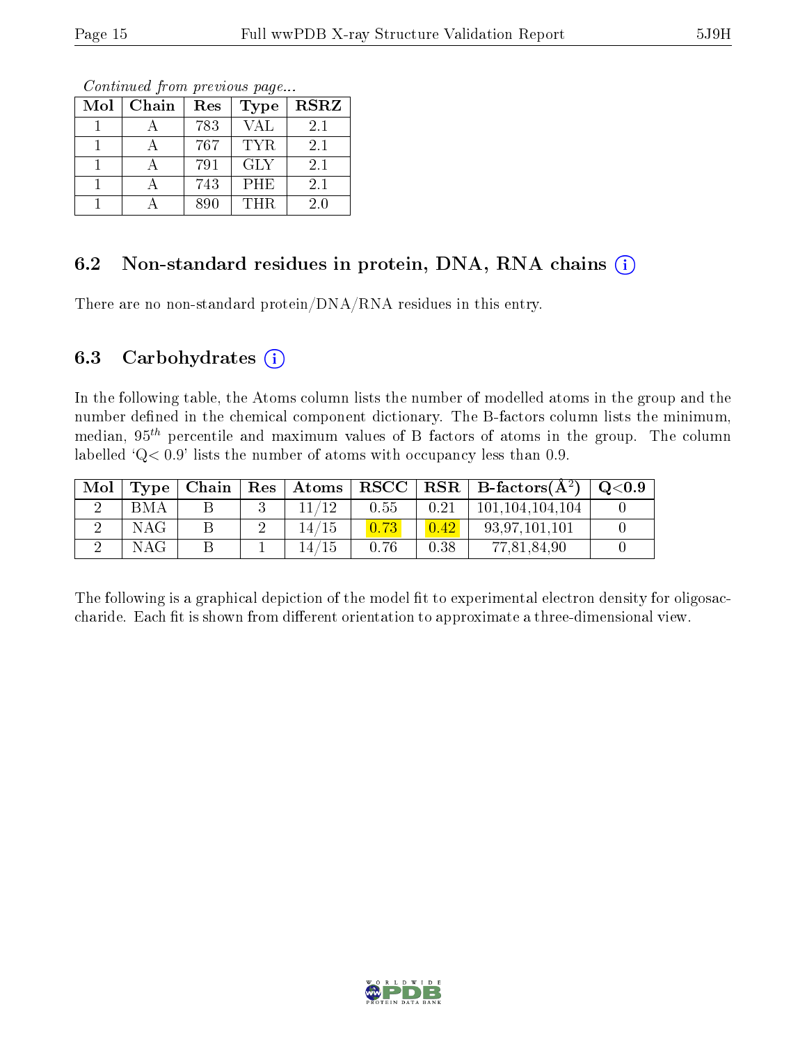*Continued from previous page...*

| Mol | Chain | Res | Type | RSRZ |
|---|---|---|---|---|
| 1 | A | 783 | VAL | 2.1 |
| 1 | A | 767 | TYR | 2.1 |
| 1 | A | 791 | GLY | 2.1 |
| 1 | A | 743 | PHE | 2.1 |
| 1 | A | 890 | THR | 2.0 |

### 6.2 Non-standard residues in protein, DNA, RNA chains (i)

There are no non-standard protein/DNA/RNA residues in this entry.

### 6.3 Carbohydrates (i)

In the following table, the Atoms column lists the number of modelled atoms in the group and the number defined in the chemical component dictionary. The B-factors column lists the minimum, median, $95^{th}$ percentile and maximum values of B factors of atoms in the group. The column labelled 'Q< 0.9' lists the number of atoms with occupancy less than 0.9.

| Mol | Type | Chain | Res | Atoms | RSCC | RSR | B-factors($Å^2$) | Q<0.9 |
|---|---|---|---|---|---|---|---|---|
| 2 | BMA | B | 3 | 11/12 | 0.55 | 0.21 | 101,104,104,104 | 0 |
| 2 | NAG | B | 2 | 14/15 | 0.73 | 0.42 | 93,97,101,101 | 0 |
| 2 | NAG | B | 1 | 14/15 | 0.76 | 0.38 | 77,81,84,90 | 0 |

The following is a graphical depiction of the model fit to experimental electron density for oligosaccharide. Each fit is shown from different orientation to approximate a three-dimensional view.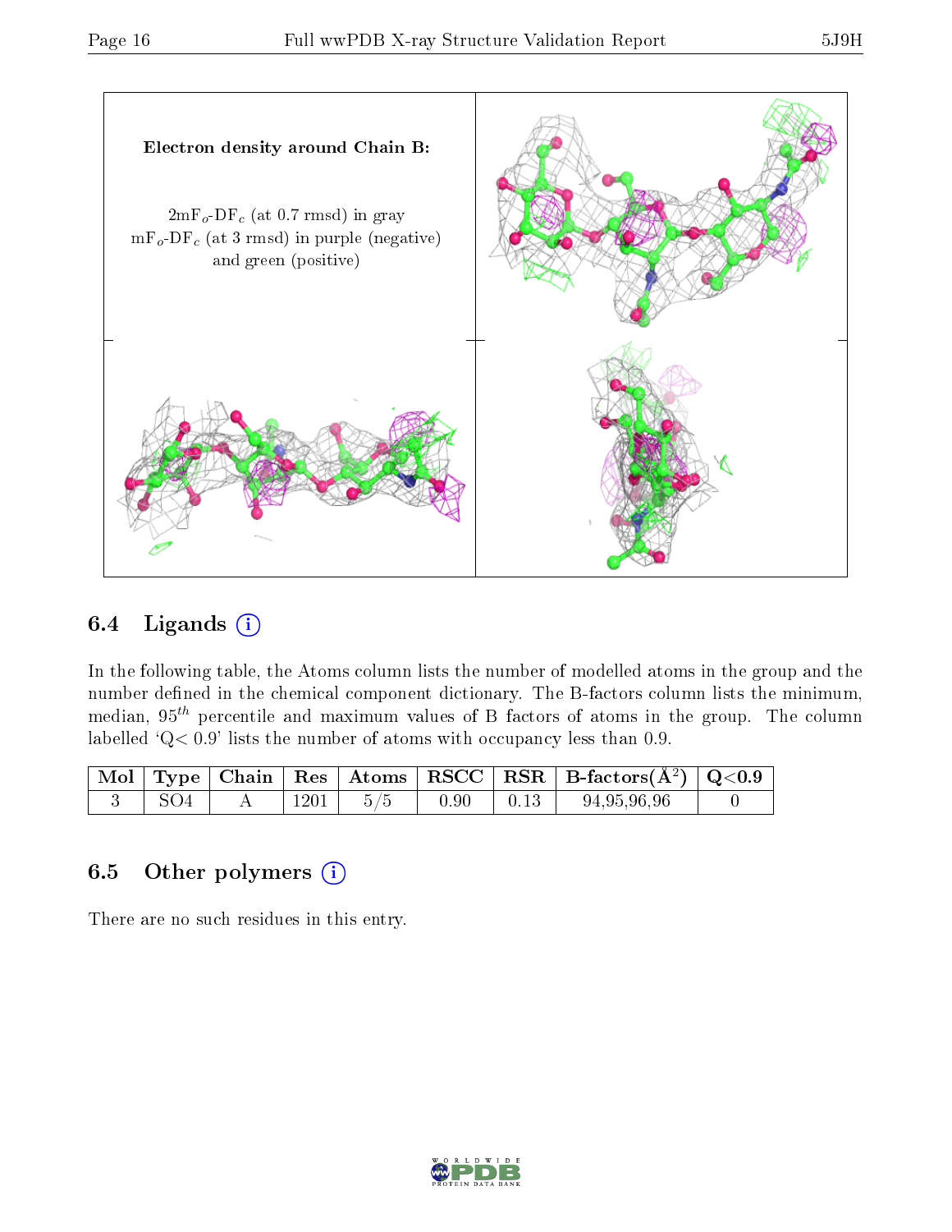Electron density around Chain B:

$2mF_o$-$DF_c$ (at 0.7 rmsd) in gray
$mF_o$-$DF_c$ (at 3 rmsd) in purple (negative)
and green (positive)

## 6.4 Ligands

In the following table, the Atoms column lists the number of modelled atoms in the group and the number defined in the chemical component dictionary. The B-factors column lists the minimum, median, $95^{th}$ percentile and maximum values of B factors of atoms in the group. The column labelled 'Q< 0.9' lists the number of atoms with occupancy less than 0.9.

| Mol | Type | Chain | Res | Atoms | RSCC | RSR | B-factors($Å^2$) | Q<0.9 |
|---|---|---|---|---|---|---|---|---|
| 3 | SO4 | A | 1201 | 5/5 | 0.90 | 0.13 | 94,95,96,96 | 0 |

## 6.5 Other polymers

There are no such residues in this entry.